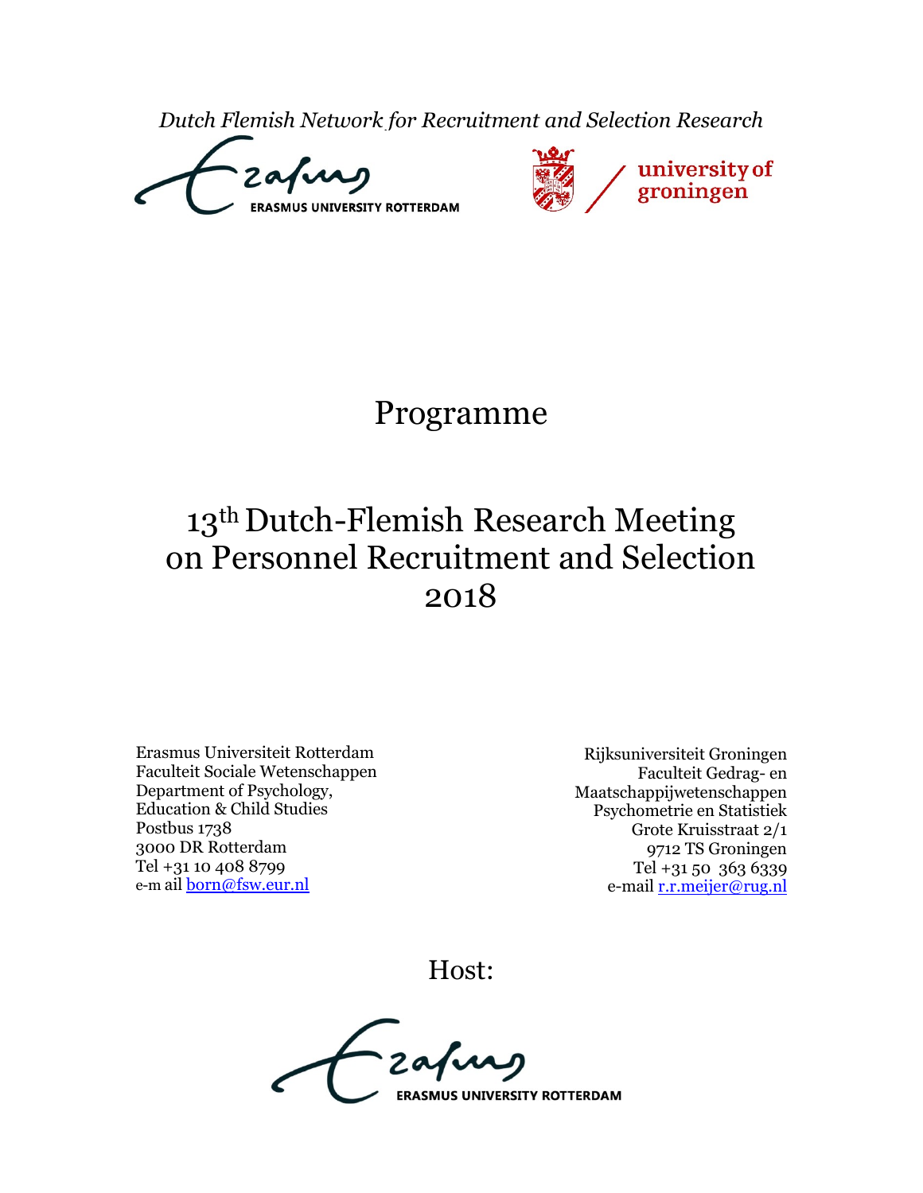*Dutch Flemish Network for Recruitment and Selection Research*

ERASMUS UNIVERSITY ROTTERDAM

university of groningen

# Programme

# 13th Dutch-Flemish Research Meeting on Personnel Recruitment and Selection 2018

Erasmus Universiteit Rotterdam
Faculteit Sociale Wetenschappen
Department of Psychology,
Education & Child Studies
Postbus 1738
3000 DR Rotterdam
Tel +31 10 408 8799
e-m ail born@fsw.eur.nl

Rijksuniversiteit Groningen
Faculteit Gedrag- en
Maatschappijwetenschappen
Psychometrie en Statistiek
Grote Kruisstraat 2/1
9712 TS Groningen
Tel +31 50 363 6339
e-mail r.r.meijer@rug.nl

Host:

ERASMUS UNIVERSITY ROTTERDAM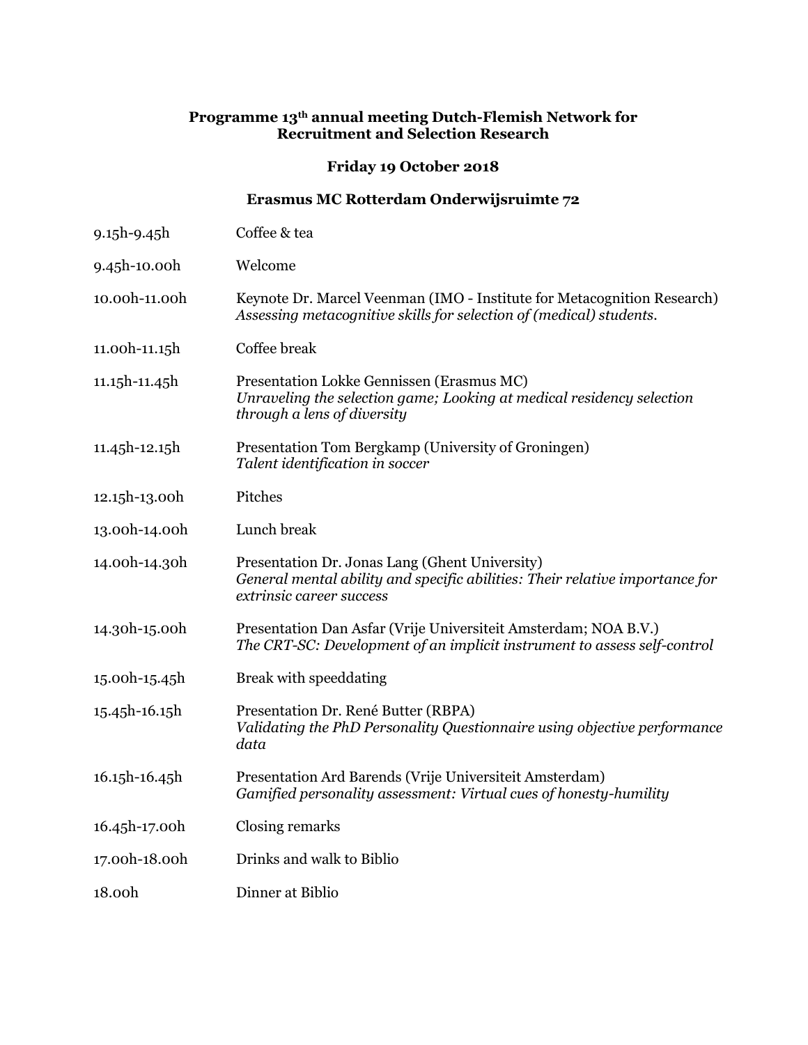**Programme 13th annual meeting Dutch-Flemish Network for Recruitment and Selection Research**

**Friday 19 October 2018**

**Erasmus MC Rotterdam Onderwijsruimte 72**

| | |
|---|---|
| 9.15h-9.45h | Coffee & tea |
| 9.45h-10.00h | Welcome |
| 10.00h-11.00h | Keynote Dr. Marcel Veenman (IMO - Institute for Metacognition Research)<br>*Assessing metacognitive skills for selection of (medical) students.* |
| 11.00h-11.15h | Coffee break |
| 11.15h-11.45h | Presentation Lokke Gennissen (Erasmus MC)<br>*Unraveling the selection game; Looking at medical residency selection through a lens of diversity* |
| 11.45h-12.15h | Presentation Tom Bergkamp (University of Groningen)<br>*Talent identification in soccer* |
| 12.15h-13.00h | Pitches |
| 13.00h-14.00h | Lunch break |
| 14.00h-14.30h | Presentation Dr. Jonas Lang (Ghent University)<br>*General mental ability and specific abilities: Their relative importance for extrinsic career success* |
| 14.30h-15.00h | Presentation Dan Asfar (Vrije Universiteit Amsterdam; NOA B.V.)<br>*The CRT-SC: Development of an implicit instrument to assess self-control* |
| 15.00h-15.45h | Break with speeddating |
| 15.45h-16.15h | Presentation Dr. René Butter (RBPA)<br>*Validating the PhD Personality Questionnaire using objective performance data* |
| 16.15h-16.45h | Presentation Ard Barends (Vrije Universiteit Amsterdam)<br>*Gamified personality assessment: Virtual cues of honesty-humility* |
| 16.45h-17.00h | Closing remarks |
| 17.00h-18.00h | Drinks and walk to Biblio |
| 18.00h | Dinner at Biblio |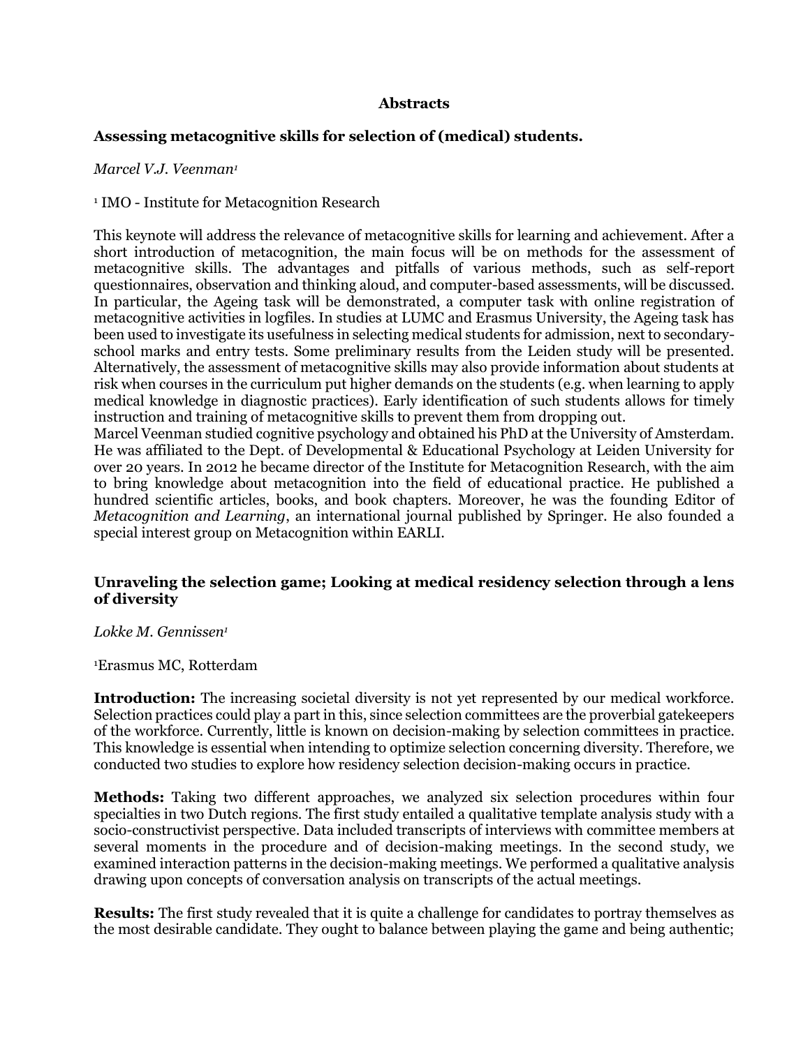# Abstracts

## Assessing metacognitive skills for selection of (medical) students.

*Marcel V.J. Veenman*[1]

[1] IMO - Institute for Metacognition Research

This keynote will address the relevance of metacognitive skills for learning and achievement. After a short introduction of metacognition, the main focus will be on methods for the assessment of metacognitive skills. The advantages and pitfalls of various methods, such as self-report questionnaires, observation and thinking aloud, and computer-based assessments, will be discussed. In particular, the Ageing task will be demonstrated, a computer task with online registration of metacognitive activities in logfiles. In studies at LUMC and Erasmus University, the Ageing task has been used to investigate its usefulness in selecting medical students for admission, next to secondary-school marks and entry tests. Some preliminary results from the Leiden study will be presented. Alternatively, the assessment of metacognitive skills may also provide information about students at risk when courses in the curriculum put higher demands on the students (e.g. when learning to apply medical knowledge in diagnostic practices). Early identification of such students allows for timely instruction and training of metacognitive skills to prevent them from dropping out.
Marcel Veenman studied cognitive psychology and obtained his PhD at the University of Amsterdam. He was affiliated to the Dept. of Developmental & Educational Psychology at Leiden University for over 20 years. In 2012 he became director of the Institute for Metacognition Research, with the aim to bring knowledge about metacognition into the field of educational practice. He published a hundred scientific articles, books, and book chapters. Moreover, he was the founding Editor of *Metacognition and Learning*, an international journal published by Springer. He also founded a special interest group on Metacognition within EARLI.

## Unraveling the selection game; Looking at medical residency selection through a lens of diversity

*Lokke M. Gennissen*[1]

[1]Erasmus MC, Rotterdam

**Introduction:** The increasing societal diversity is not yet represented by our medical workforce. Selection practices could play a part in this, since selection committees are the proverbial gatekeepers of the workforce. Currently, little is known on decision-making by selection committees in practice. This knowledge is essential when intending to optimize selection concerning diversity. Therefore, we conducted two studies to explore how residency selection decision-making occurs in practice.

**Methods:** Taking two different approaches, we analyzed six selection procedures within four specialties in two Dutch regions. The first study entailed a qualitative template analysis study with a socio-constructivist perspective. Data included transcripts of interviews with committee members at several moments in the procedure and of decision-making meetings. In the second study, we examined interaction patterns in the decision-making meetings. We performed a qualitative analysis drawing upon concepts of conversation analysis on transcripts of the actual meetings.

**Results:** The first study revealed that it is quite a challenge for candidates to portray themselves as the most desirable candidate. They ought to balance between playing the game and being authentic;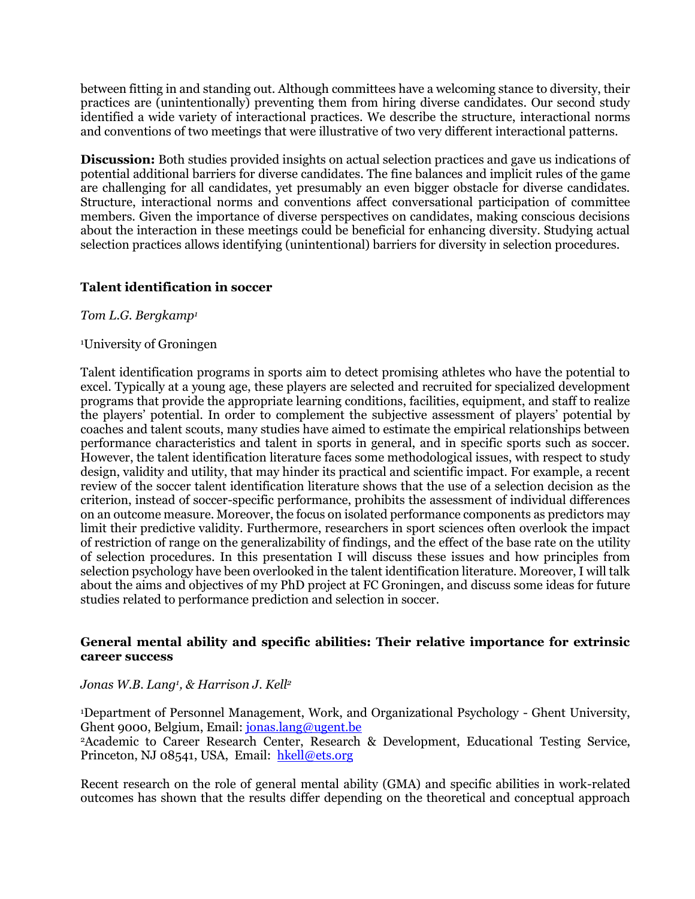between fitting in and standing out. Although committees have a welcoming stance to diversity, their practices are (unintentionally) preventing them from hiring diverse candidates. Our second study identified a wide variety of interactional practices. We describe the structure, interactional norms and conventions of two meetings that were illustrative of two very different interactional patterns.

**Discussion:** Both studies provided insights on actual selection practices and gave us indications of potential additional barriers for diverse candidates. The fine balances and implicit rules of the game are challenging for all candidates, yet presumably an even bigger obstacle for diverse candidates. Structure, interactional norms and conventions affect conversational participation of committee members. Given the importance of diverse perspectives on candidates, making conscious decisions about the interaction in these meetings could be beneficial for enhancing diversity. Studying actual selection practices allows identifying (unintentional) barriers for diversity in selection procedures.

### Talent identification in soccer

*Tom L.G. Bergkamp[1]*

[1]University of Groningen

Talent identification programs in sports aim to detect promising athletes who have the potential to excel. Typically at a young age, these players are selected and recruited for specialized development programs that provide the appropriate learning conditions, facilities, equipment, and staff to realize the players' potential. In order to complement the subjective assessment of players' potential by coaches and talent scouts, many studies have aimed to estimate the empirical relationships between performance characteristics and talent in sports in general, and in specific sports such as soccer. However, the talent identification literature faces some methodological issues, with respect to study design, validity and utility, that may hinder its practical and scientific impact. For example, a recent review of the soccer talent identification literature shows that the use of a selection decision as the criterion, instead of soccer-specific performance, prohibits the assessment of individual differences on an outcome measure. Moreover, the focus on isolated performance components as predictors may limit their predictive validity. Furthermore, researchers in sport sciences often overlook the impact of restriction of range on the generalizability of findings, and the effect of the base rate on the utility of selection procedures. In this presentation I will discuss these issues and how principles from selection psychology have been overlooked in the talent identification literature. Moreover, I will talk about the aims and objectives of my PhD project at FC Groningen, and discuss some ideas for future studies related to performance prediction and selection in soccer.

### General mental ability and specific abilities: Their relative importance for extrinsic career success

*Jonas W.B. Lang[1], & Harrison J. Kell[2]*

[1]Department of Personnel Management, Work, and Organizational Psychology - Ghent University, Ghent 9000, Belgium, Email: jonas.lang@ugent.be
[2]Academic to Career Research Center, Research & Development, Educational Testing Service, Princeton, NJ 08541, USA, Email: hkell@ets.org

Recent research on the role of general mental ability (GMA) and specific abilities in work-related outcomes has shown that the results differ depending on the theoretical and conceptual approach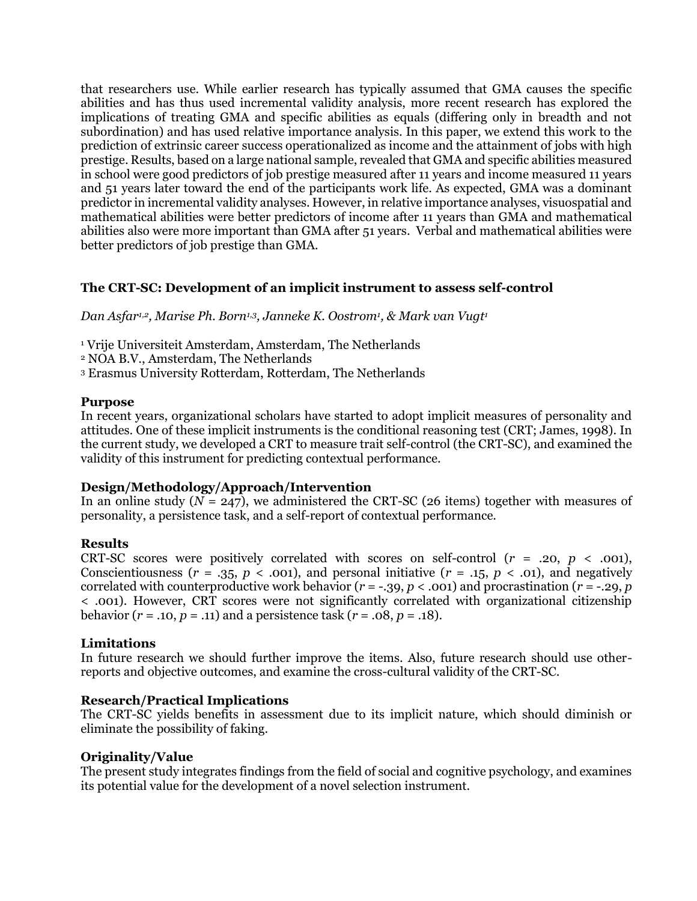that researchers use. While earlier research has typically assumed that GMA causes the specific abilities and has thus used incremental validity analysis, more recent research has explored the implications of treating GMA and specific abilities as equals (differing only in breadth and not subordination) and has used relative importance analysis. In this paper, we extend this work to the prediction of extrinsic career success operationalized as income and the attainment of jobs with high prestige. Results, based on a large national sample, revealed that GMA and specific abilities measured in school were good predictors of job prestige measured after 11 years and income measured 11 years and 51 years later toward the end of the participants work life. As expected, GMA was a dominant predictor in incremental validity analyses. However, in relative importance analyses, visuospatial and mathematical abilities were better predictors of income after 11 years than GMA and mathematical abilities also were more important than GMA after 51 years. Verbal and mathematical abilities were better predictors of job prestige than GMA.

### The CRT-SC: Development of an implicit instrument to assess self-control

*Dan Asfar[1,2], Marise Ph. Born[1,3], Janneke K. Oostrom[1], & Mark van Vugt[1]*

[1] Vrije Universiteit Amsterdam, Amsterdam, The Netherlands
[2] NOA B.V., Amsterdam, The Netherlands
[3] Erasmus University Rotterdam, Rotterdam, The Netherlands

**Purpose**
In recent years, organizational scholars have started to adopt implicit measures of personality and attitudes. One of these implicit instruments is the conditional reasoning test (CRT; James, 1998). In the current study, we developed a CRT to measure trait self-control (the CRT-SC), and examined the validity of this instrument for predicting contextual performance.

**Design/Methodology/Approach/Intervention**
In an online study ($N = 247$), we administered the CRT-SC (26 items) together with measures of personality, a persistence task, and a self-report of contextual performance.

**Results**
CRT-SC scores were positively correlated with scores on self-control ($r = .20$, $p < .001$), Conscientiousness ($r = .35$, $p < .001$), and personal initiative ($r = .15$, $p < .01$), and negatively correlated with counterproductive work behavior ($r = -.39$, $p < .001$) and procrastination ($r = -.29$, $p < .001$). However, CRT scores were not significantly correlated with organizational citizenship behavior ($r = .10$, $p = .11$) and a persistence task ($r = .08$, $p = .18$).

**Limitations**
In future research we should further improve the items. Also, future research should use other-reports and objective outcomes, and examine the cross-cultural validity of the CRT-SC.

**Research/Practical Implications**
The CRT-SC yields benefits in assessment due to its implicit nature, which should diminish or eliminate the possibility of faking.

**Originality/Value**
The present study integrates findings from the field of social and cognitive psychology, and examines its potential value for the development of a novel selection instrument.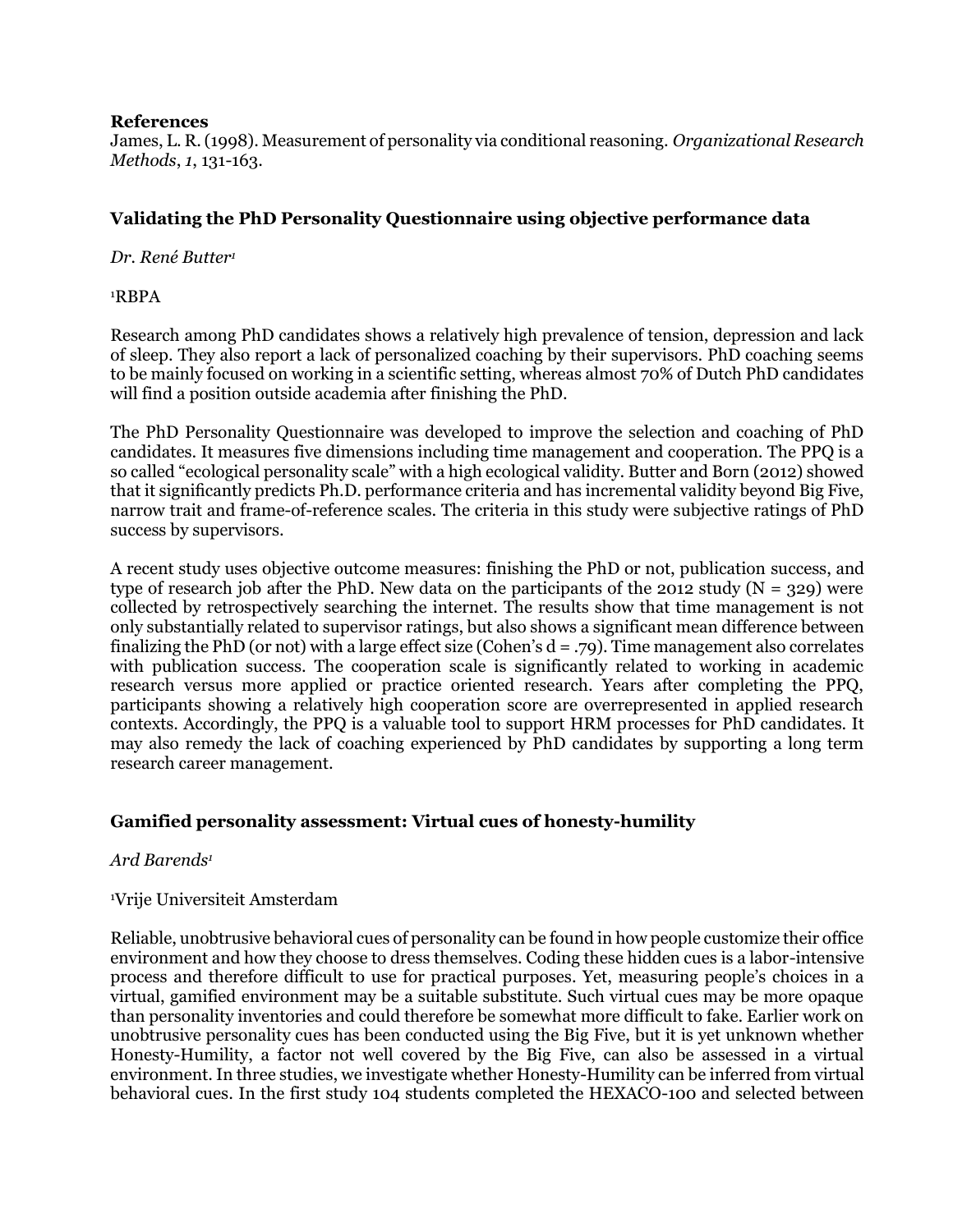**References**

James, L. R. (1998). Measurement of personality via conditional reasoning. *Organizational Research Methods*, *1*, 131-163.

## Validating the PhD Personality Questionnaire using objective performance data

*Dr. René Butter*[1]

[1]RBPA

Research among PhD candidates shows a relatively high prevalence of tension, depression and lack of sleep. They also report a lack of personalized coaching by their supervisors. PhD coaching seems to be mainly focused on working in a scientific setting, whereas almost 70% of Dutch PhD candidates will find a position outside academia after finishing the PhD.

The PhD Personality Questionnaire was developed to improve the selection and coaching of PhD candidates. It measures five dimensions including time management and cooperation. The PPQ is a so called "ecological personality scale" with a high ecological validity. Butter and Born (2012) showed that it significantly predicts Ph.D. performance criteria and has incremental validity beyond Big Five, narrow trait and frame-of-reference scales. The criteria in this study were subjective ratings of PhD success by supervisors.

A recent study uses objective outcome measures: finishing the PhD or not, publication success, and type of research job after the PhD. New data on the participants of the 2012 study (N = 329) were collected by retrospectively searching the internet. The results show that time management is not only substantially related to supervisor ratings, but also shows a significant mean difference between finalizing the PhD (or not) with a large effect size (Cohen's d = .79). Time management also correlates with publication success. The cooperation scale is significantly related to working in academic research versus more applied or practice oriented research. Years after completing the PPQ, participants showing a relatively high cooperation score are overrepresented in applied research contexts. Accordingly, the PPQ is a valuable tool to support HRM processes for PhD candidates. It may also remedy the lack of coaching experienced by PhD candidates by supporting a long term research career management.

## Gamified personality assessment: Virtual cues of honesty-humility

*Ard Barends*[1]

[1]Vrije Universiteit Amsterdam

Reliable, unobtrusive behavioral cues of personality can be found in how people customize their office environment and how they choose to dress themselves. Coding these hidden cues is a labor-intensive process and therefore difficult to use for practical purposes. Yet, measuring people's choices in a virtual, gamified environment may be a suitable substitute. Such virtual cues may be more opaque than personality inventories and could therefore be somewhat more difficult to fake. Earlier work on unobtrusive personality cues has been conducted using the Big Five, but it is yet unknown whether Honesty-Humility, a factor not well covered by the Big Five, can also be assessed in a virtual environment. In three studies, we investigate whether Honesty-Humility can be inferred from virtual behavioral cues. In the first study 104 students completed the HEXACO-100 and selected between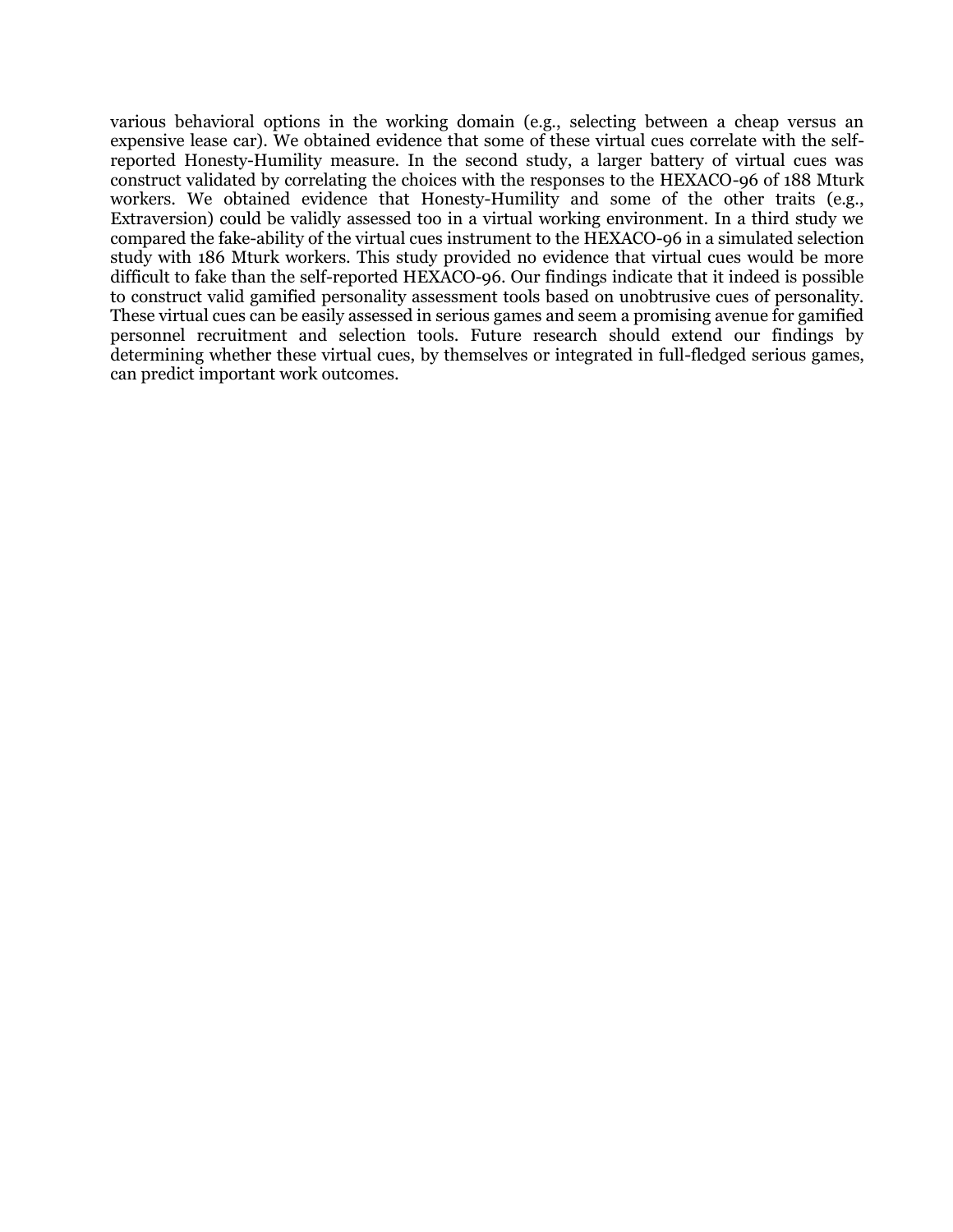various behavioral options in the working domain (e.g., selecting between a cheap versus an expensive lease car). We obtained evidence that some of these virtual cues correlate with the self-reported Honesty-Humility measure. In the second study, a larger battery of virtual cues was construct validated by correlating the choices with the responses to the HEXACO-96 of 188 Mturk workers. We obtained evidence that Honesty-Humility and some of the other traits (e.g., Extraversion) could be validly assessed too in a virtual working environment. In a third study we compared the fake-ability of the virtual cues instrument to the HEXACO-96 in a simulated selection study with 186 Mturk workers. This study provided no evidence that virtual cues would be more difficult to fake than the self-reported HEXACO-96. Our findings indicate that it indeed is possible to construct valid gamified personality assessment tools based on unobtrusive cues of personality. These virtual cues can be easily assessed in serious games and seem a promising avenue for gamified personnel recruitment and selection tools. Future research should extend our findings by determining whether these virtual cues, by themselves or integrated in full-fledged serious games, can predict important work outcomes.